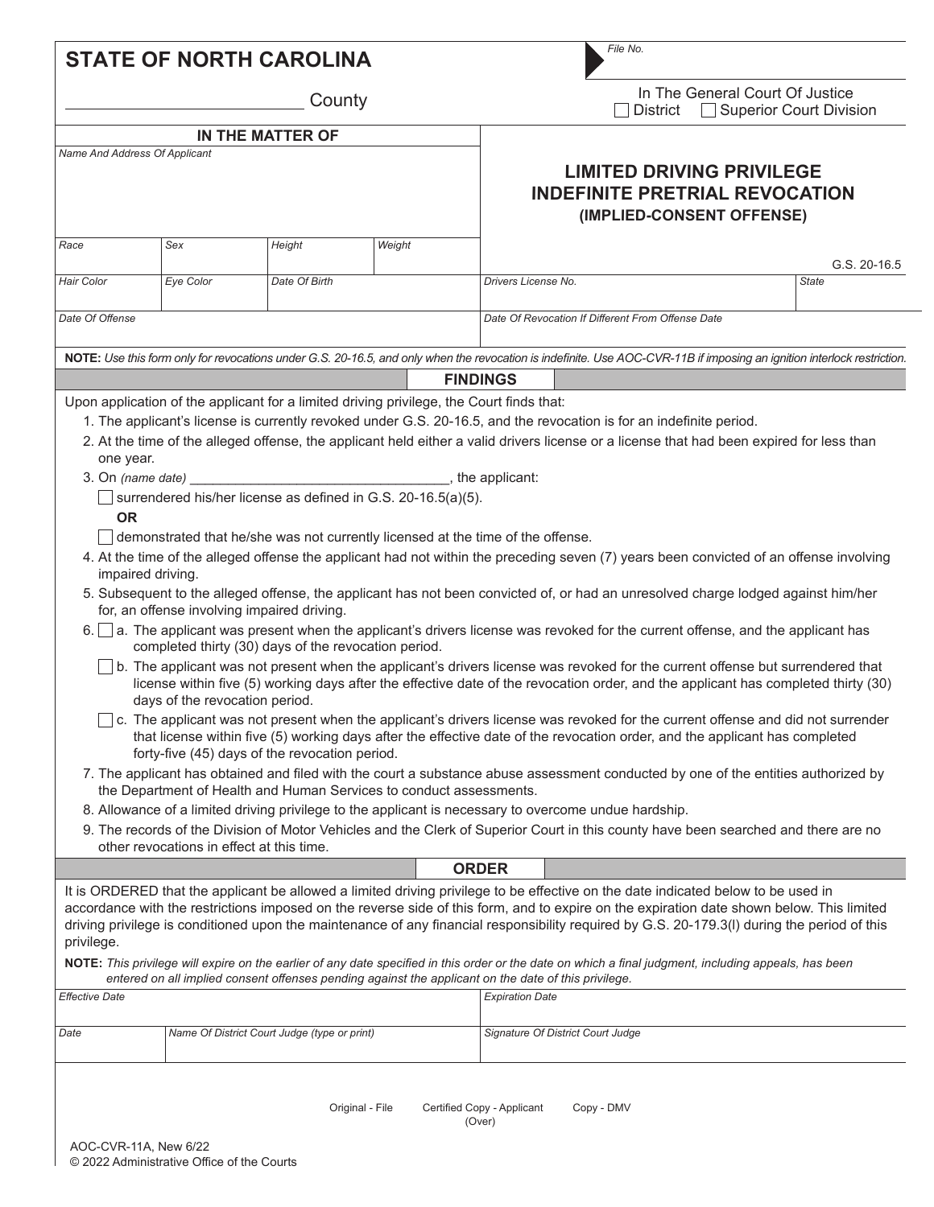**STATE OF NORTH CAROLINA**

_________________________ County

File No.

In The General Court Of Justice
☐ District ☐ Superior Court Division

| IN THE MATTER OF | | | |
|---|---|---|---|
| *Name And Address Of Applicant* | | | |
| *Race* | *Sex* | *Height* | *Weight* |
| *Hair Color* | *Eye Color* | *Date Of Birth* | |
| *Date Of Offense* | | | |

## LIMITED DRIVING PRIVILEGE INDEFINITE PRETRIAL REVOCATION (IMPLIED-CONSENT OFFENSE)

G.S. 20-16.5

| *Drivers License No.* | *State* |
|---|---|
| *Date Of Revocation If Different From Offense Date* | |

**NOTE:** *Use this form only for revocations under G.S. 20-16.5, and only when the revocation is indefinite. Use AOC-CVR-11B if imposing an ignition interlock restriction.*

## FINDINGS

Upon application of the applicant for a limited driving privilege, the Court finds that:

1. The applicant's license is currently revoked under G.S. 20-16.5, and the revocation is for an indefinite period.
2. At the time of the alleged offense, the applicant held either a valid drivers license or a license that had been expired for less than one year.
3. On *(name date)* ________________________________, the applicant:
   ☐ surrendered his/her license as defined in G.S. 20-16.5(a)(5).
   **OR**
   ☐ demonstrated that he/she was not currently licensed at the time of the offense.
4. At the time of the alleged offense the applicant had not within the preceding seven (7) years been convicted of an offense involving impaired driving.
5. Subsequent to the alleged offense, the applicant has not been convicted of, or had an unresolved charge lodged against him/her for, an offense involving impaired driving.
6. ☐ a. The applicant was present when the applicant's drivers license was revoked for the current offense, and the applicant has completed thirty (30) days of the revocation period.
   ☐ b. The applicant was not present when the applicant's drivers license was revoked for the current offense but surrendered that license within five (5) working days after the effective date of the revocation order, and the applicant has completed thirty (30) days of the revocation period.
   ☐ c. The applicant was not present when the applicant's drivers license was revoked for the current offense and did not surrender that license within five (5) working days after the effective date of the revocation order, and the applicant has completed forty-five (45) days of the revocation period.
7. The applicant has obtained and filed with the court a substance abuse assessment conducted by one of the entities authorized by the Department of Health and Human Services to conduct assessments.
8. Allowance of a limited driving privilege to the applicant is necessary to overcome undue hardship.
9. The records of the Division of Motor Vehicles and the Clerk of Superior Court in this county have been searched and there are no other revocations in effect at this time.

## ORDER

It is ORDERED that the applicant be allowed a limited driving privilege to be effective on the date indicated below to be used in accordance with the restrictions imposed on the reverse side of this form, and to expire on the expiration date shown below. This limited driving privilege is conditioned upon the maintenance of any financial responsibility required by G.S. 20-179.3(l) during the period of this privilege.

**NOTE:** *This privilege will expire on the earlier of any date specified in this order or the date on which a final judgment, including appeals, has been entered on all implied consent offenses pending against the applicant on the date of this privilege.*

| *Effective Date* | | *Expiration Date* |
|---|---|---|
| *Date* | *Name Of District Court Judge (type or print)* | *Signature Of District Court Judge* |

Original - File Certified Copy - Applicant Copy - DMV

(Over)

AOC-CVR-11A, New 6/22
© 2022 Administrative Office of the Courts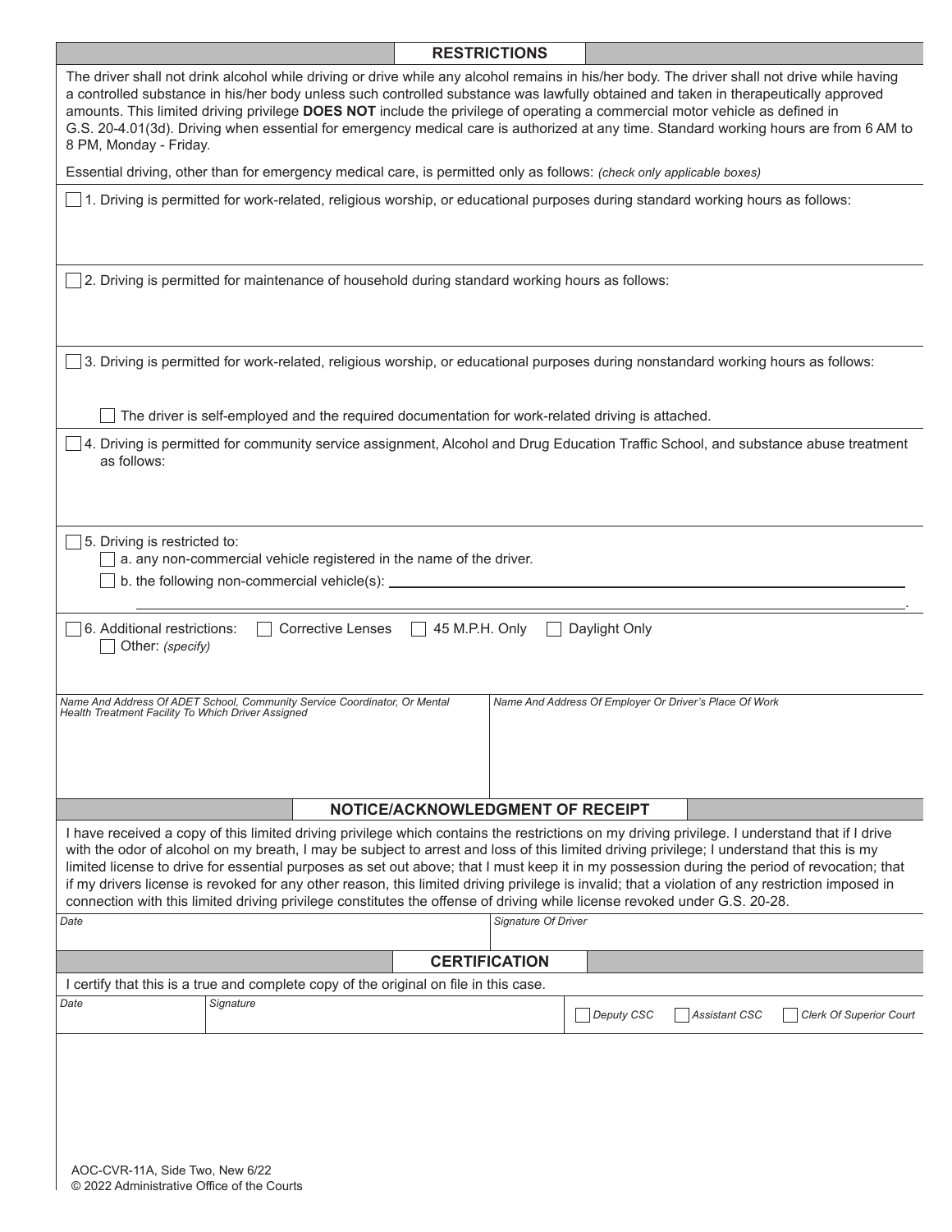## RESTRICTIONS

The driver shall not drink alcohol while driving or drive while any alcohol remains in his/her body. The driver shall not drive while having a controlled substance in his/her body unless such controlled substance was lawfully obtained and taken in therapeutically approved amounts. This limited driving privilege **DOES NOT** include the privilege of operating a commercial motor vehicle as defined in G.S. 20-4.01(3d). Driving when essential for emergency medical care is authorized at any time. Standard working hours are from 6 AM to 8 PM, Monday - Friday.

Essential driving, other than for emergency medical care, is permitted only as follows: *(check only applicable boxes)*

☐ 1. Driving is permitted for work-related, religious worship, or educational purposes during standard working hours as follows:

☐ 2. Driving is permitted for maintenance of household during standard working hours as follows:

☐ 3. Driving is permitted for work-related, religious worship, or educational purposes during nonstandard working hours as follows:

☐ The driver is self-employed and the required documentation for work-related driving is attached.

☐ 4. Driving is permitted for community service assignment, Alcohol and Drug Education Traffic School, and substance abuse treatment as follows:

☐ 5. Driving is restricted to:

☐ a. any non-commercial vehicle registered in the name of the driver.

☐ b. the following non-commercial vehicle(s): \_\_\_\_\_\_\_\_\_\_\_\_\_\_\_\_\_\_\_\_\_\_\_\_\_\_\_\_\_\_\_\_\_\_\_\_\_\_\_\_\_\_\_\_.

☐ 6. Additional restrictions: ☐ Corrective Lenses ☐ 45 M.P.H. Only ☐ Daylight Only

☐ Other: *(specify)*

| *Name And Address Of ADET School, Community Service Coordinator, Or Mental Health Treatment Facility To Which Driver Assigned* | *Name And Address Of Employer Or Driver's Place Of Work* |
|---|---|
| | |

## NOTICE/ACKNOWLEDGMENT OF RECEIPT

I have received a copy of this limited driving privilege which contains the restrictions on my driving privilege. I understand that if I drive with the odor of alcohol on my breath, I may be subject to arrest and loss of this limited driving privilege; I understand that this is my limited license to drive for essential purposes as set out above; that I must keep it in my possession during the period of revocation; that if my drivers license is revoked for any other reason, this limited driving privilege is invalid; that a violation of any restriction imposed in connection with this limited driving privilege constitutes the offense of driving while license revoked under G.S. 20-28.

| *Date* | *Signature Of Driver* |
|---|---|
| | |

## CERTIFICATION

I certify that this is a true and complete copy of the original on file in this case.

| *Date* | *Signature* | |
|---|---|---|
| | | ☐ *Deputy CSC* ☐ *Assistant CSC* ☐ *Clerk Of Superior Court* |

AOC-CVR-11A, Side Two, New 6/22
© 2022 Administrative Office of the Courts